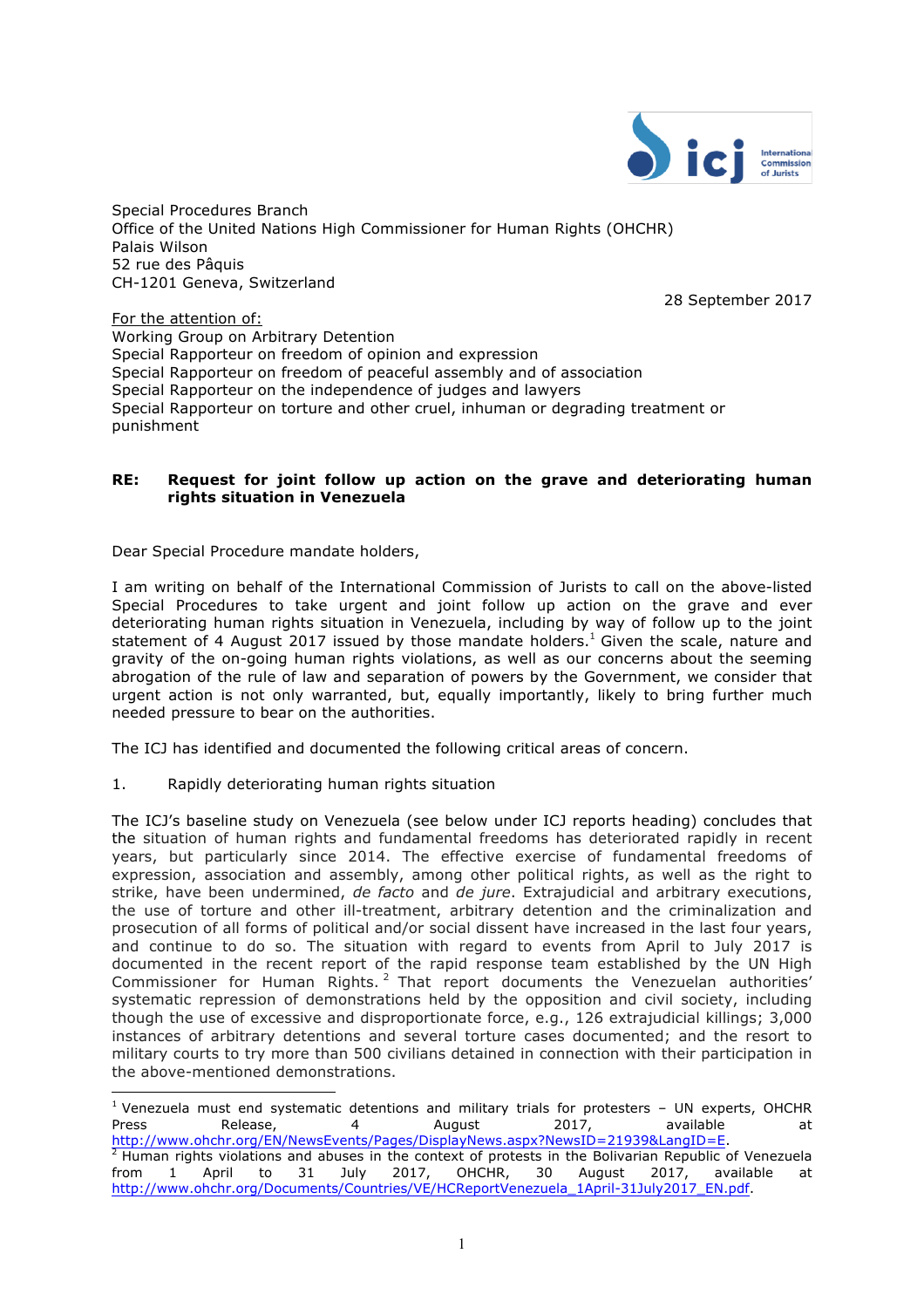Special Procedures Branch
Office of the United Nations High Commissioner for Human Rights (OHCHR)
Palais Wilson
52 rue des Pâquis
CH-1201 Geneva, Switzerland

28 September 2017

For the attention of:
Working Group on Arbitrary Detention
Special Rapporteur on freedom of opinion and expression
Special Rapporteur on freedom of peaceful assembly and of association
Special Rapporteur on the independence of judges and lawyers
Special Rapporteur on torture and other cruel, inhuman or degrading treatment or punishment

**RE: Request for joint follow up action on the grave and deteriorating human rights situation in Venezuela**

Dear Special Procedure mandate holders,

I am writing on behalf of the International Commission of Jurists to call on the above-listed Special Procedures to take urgent and joint follow up action on the grave and ever deteriorating human rights situation in Venezuela, including by way of follow up to the joint statement of 4 August 2017 issued by those mandate holders.[1] Given the scale, nature and gravity of the on-going human rights violations, as well as our concerns about the seeming abrogation of the rule of law and separation of powers by the Government, we consider that urgent action is not only warranted, but, equally importantly, likely to bring further much needed pressure to bear on the authorities.

The ICJ has identified and documented the following critical areas of concern.

1. Rapidly deteriorating human rights situation

The ICJ's baseline study on Venezuela (see below under ICJ reports heading) concludes that the situation of human rights and fundamental freedoms has deteriorated rapidly in recent years, but particularly since 2014. The effective exercise of fundamental freedoms of expression, association and assembly, among other political rights, as well as the right to strike, have been undermined, *de facto* and *de jure*. Extrajudicial and arbitrary executions, the use of torture and other ill-treatment, arbitrary detention and the criminalization and prosecution of all forms of political and/or social dissent have increased in the last four years, and continue to do so. The situation with regard to events from April to July 2017 is documented in the recent report of the rapid response team established by the UN High Commissioner for Human Rights.[2] That report documents the Venezuelan authorities' systematic repression of demonstrations held by the opposition and civil society, including though the use of excessive and disproportionate force, e.g., 126 extrajudicial killings; 3,000 instances of arbitrary detentions and several torture cases documented; and the resort to military courts to try more than 500 civilians detained in connection with their participation in the above-mentioned demonstrations.

---

[1] Venezuela must end systematic detentions and military trials for protesters – UN experts, OHCHR Press Release, 4 August 2017, available at http://www.ohchr.org/EN/NewsEvents/Pages/DisplayNews.aspx?NewsID=21939&LangID=E.

[2] Human rights violations and abuses in the context of protests in the Bolivarian Republic of Venezuela from 1 April to 31 July 2017, OHCHR, 30 August 2017, available at http://www.ohchr.org/Documents/Countries/VE/HCReportVenezuela_1April-31July2017_EN.pdf.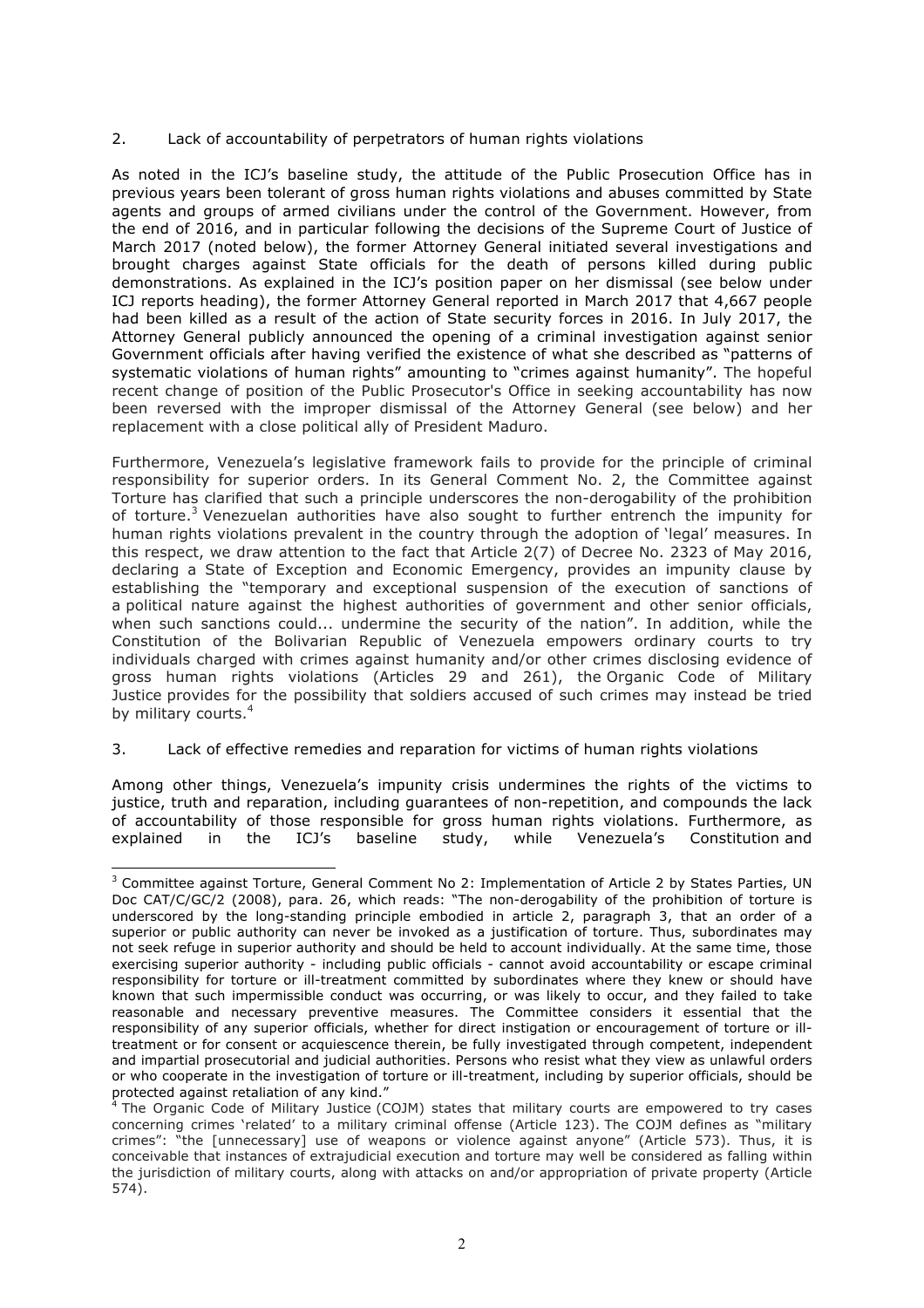## 2. Lack of accountability of perpetrators of human rights violations

As noted in the ICJ's baseline study, the attitude of the Public Prosecution Office has in previous years been tolerant of gross human rights violations and abuses committed by State agents and groups of armed civilians under the control of the Government. However, from the end of 2016, and in particular following the decisions of the Supreme Court of Justice of March 2017 (noted below), the former Attorney General initiated several investigations and brought charges against State officials for the death of persons killed during public demonstrations. As explained in the ICJ's position paper on her dismissal (see below under ICJ reports heading), the former Attorney General reported in March 2017 that 4,667 people had been killed as a result of the action of State security forces in 2016. In July 2017, the Attorney General publicly announced the opening of a criminal investigation against senior Government officials after having verified the existence of what she described as "patterns of systematic violations of human rights" amounting to "crimes against humanity". The hopeful recent change of position of the Public Prosecutor's Office in seeking accountability has now been reversed with the improper dismissal of the Attorney General (see below) and her replacement with a close political ally of President Maduro.

Furthermore, Venezuela's legislative framework fails to provide for the principle of criminal responsibility for superior orders. In its General Comment No. 2, the Committee against Torture has clarified that such a principle underscores the non-derogability of the prohibition of torture.[3] Venezuelan authorities have also sought to further entrench the impunity for human rights violations prevalent in the country through the adoption of 'legal' measures. In this respect, we draw attention to the fact that Article 2(7) of Decree No. 2323 of May 2016, declaring a State of Exception and Economic Emergency, provides an impunity clause by establishing the "temporary and exceptional suspension of the execution of sanctions of a political nature against the highest authorities of government and other senior officials, when such sanctions could... undermine the security of the nation". In addition, while the Constitution of the Bolivarian Republic of Venezuela empowers ordinary courts to try individuals charged with crimes against humanity and/or other crimes disclosing evidence of gross human rights violations (Articles 29 and 261), the Organic Code of Military Justice provides for the possibility that soldiers accused of such crimes may instead be tried by military courts.[4]

## 3. Lack of effective remedies and reparation for victims of human rights violations

Among other things, Venezuela's impunity crisis undermines the rights of the victims to justice, truth and reparation, including guarantees of non-repetition, and compounds the lack of accountability of those responsible for gross human rights violations. Furthermore, as explained in the ICJ's baseline study, while Venezuela's Constitution and

---

[3] Committee against Torture, General Comment No 2: Implementation of Article 2 by States Parties, UN Doc CAT/C/GC/2 (2008), para. 26, which reads: "The non-derogability of the prohibition of torture is underscored by the long-standing principle embodied in article 2, paragraph 3, that an order of a superior or public authority can never be invoked as a justification of torture. Thus, subordinates may not seek refuge in superior authority and should be held to account individually. At the same time, those exercising superior authority - including public officials - cannot avoid accountability or escape criminal responsibility for torture or ill-treatment committed by subordinates where they knew or should have known that such impermissible conduct was occurring, or was likely to occur, and they failed to take reasonable and necessary preventive measures. The Committee considers it essential that the responsibility of any superior officials, whether for direct instigation or encouragement of torture or ill-treatment or for consent or acquiescence therein, be fully investigated through competent, independent and impartial prosecutorial and judicial authorities. Persons who resist what they view as unlawful orders or who cooperate in the investigation of torture or ill-treatment, including by superior officials, should be protected against retaliation of any kind."

[4] The Organic Code of Military Justice (COJM) states that military courts are empowered to try cases concerning crimes 'related' to a military criminal offense (Article 123). The COJM defines as "military crimes": "the [unnecessary] use of weapons or violence against anyone" (Article 573). Thus, it is conceivable that instances of extrajudicial execution and torture may well be considered as falling within the jurisdiction of military courts, along with attacks on and/or appropriation of private property (Article 574).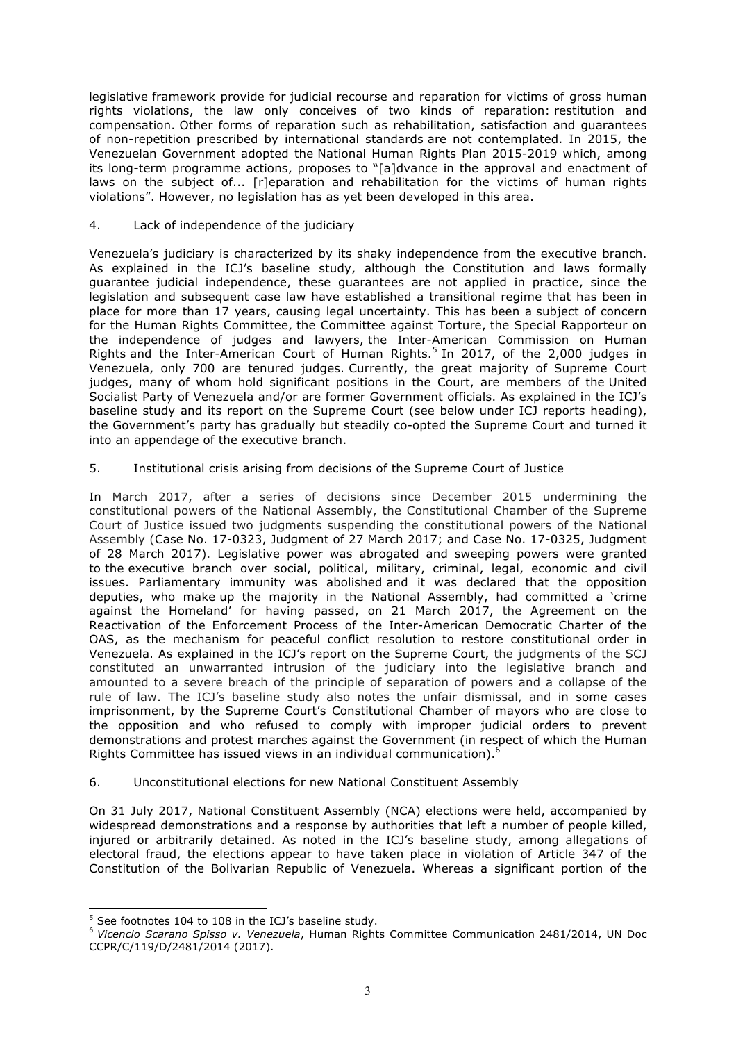legislative framework provide for judicial recourse and reparation for victims of gross human rights violations, the law only conceives of two kinds of reparation: restitution and compensation. Other forms of reparation such as rehabilitation, satisfaction and guarantees of non-repetition prescribed by international standards are not contemplated. In 2015, the Venezuelan Government adopted the National Human Rights Plan 2015-2019 which, among its long-term programme actions, proposes to "[a]dvance in the approval and enactment of laws on the subject of... [r]eparation and rehabilitation for the victims of human rights violations". However, no legislation has as yet been developed in this area.

4. Lack of independence of the judiciary

Venezuela's judiciary is characterized by its shaky independence from the executive branch. As explained in the ICJ's baseline study, although the Constitution and laws formally guarantee judicial independence, these guarantees are not applied in practice, since the legislation and subsequent case law have established a transitional regime that has been in place for more than 17 years, causing legal uncertainty. This has been a subject of concern for the Human Rights Committee, the Committee against Torture, the Special Rapporteur on the independence of judges and lawyers, the Inter-American Commission on Human Rights and the Inter-American Court of Human Rights.[5] In 2017, of the 2,000 judges in Venezuela, only 700 are tenured judges. Currently, the great majority of Supreme Court judges, many of whom hold significant positions in the Court, are members of the United Socialist Party of Venezuela and/or are former Government officials. As explained in the ICJ's baseline study and its report on the Supreme Court (see below under ICJ reports heading), the Government's party has gradually but steadily co-opted the Supreme Court and turned it into an appendage of the executive branch.

5. Institutional crisis arising from decisions of the Supreme Court of Justice

In March 2017, after a series of decisions since December 2015 undermining the constitutional powers of the National Assembly, the Constitutional Chamber of the Supreme Court of Justice issued two judgments suspending the constitutional powers of the National Assembly (Case No. 17-0323, Judgment of 27 March 2017; and Case No. 17-0325, Judgment of 28 March 2017). Legislative power was abrogated and sweeping powers were granted to the executive branch over social, political, military, criminal, legal, economic and civil issues. Parliamentary immunity was abolished and it was declared that the opposition deputies, who make up the majority in the National Assembly, had committed a 'crime against the Homeland' for having passed, on 21 March 2017, the Agreement on the Reactivation of the Enforcement Process of the Inter-American Democratic Charter of the OAS, as the mechanism for peaceful conflict resolution to restore constitutional order in Venezuela. As explained in the ICJ's report on the Supreme Court, the judgments of the SCJ constituted an unwarranted intrusion of the judiciary into the legislative branch and amounted to a severe breach of the principle of separation of powers and a collapse of the rule of law. The ICJ's baseline study also notes the unfair dismissal, and in some cases imprisonment, by the Supreme Court's Constitutional Chamber of mayors who are close to the opposition and who refused to comply with improper judicial orders to prevent demonstrations and protest marches against the Government (in respect of which the Human Rights Committee has issued views in an individual communication).[6]

6. Unconstitutional elections for new National Constituent Assembly

On 31 July 2017, National Constituent Assembly (NCA) elections were held, accompanied by widespread demonstrations and a response by authorities that left a number of people killed, injured or arbitrarily detained. As noted in the ICJ's baseline study, among allegations of electoral fraud, the elections appear to have taken place in violation of Article 347 of the Constitution of the Bolivarian Republic of Venezuela. Whereas a significant portion of the

---

[5] See footnotes 104 to 108 in the ICJ's baseline study.

[6] *Vicencio Scarano Spisso v. Venezuela*, Human Rights Committee Communication 2481/2014, UN Doc CCPR/C/119/D/2481/2014 (2017).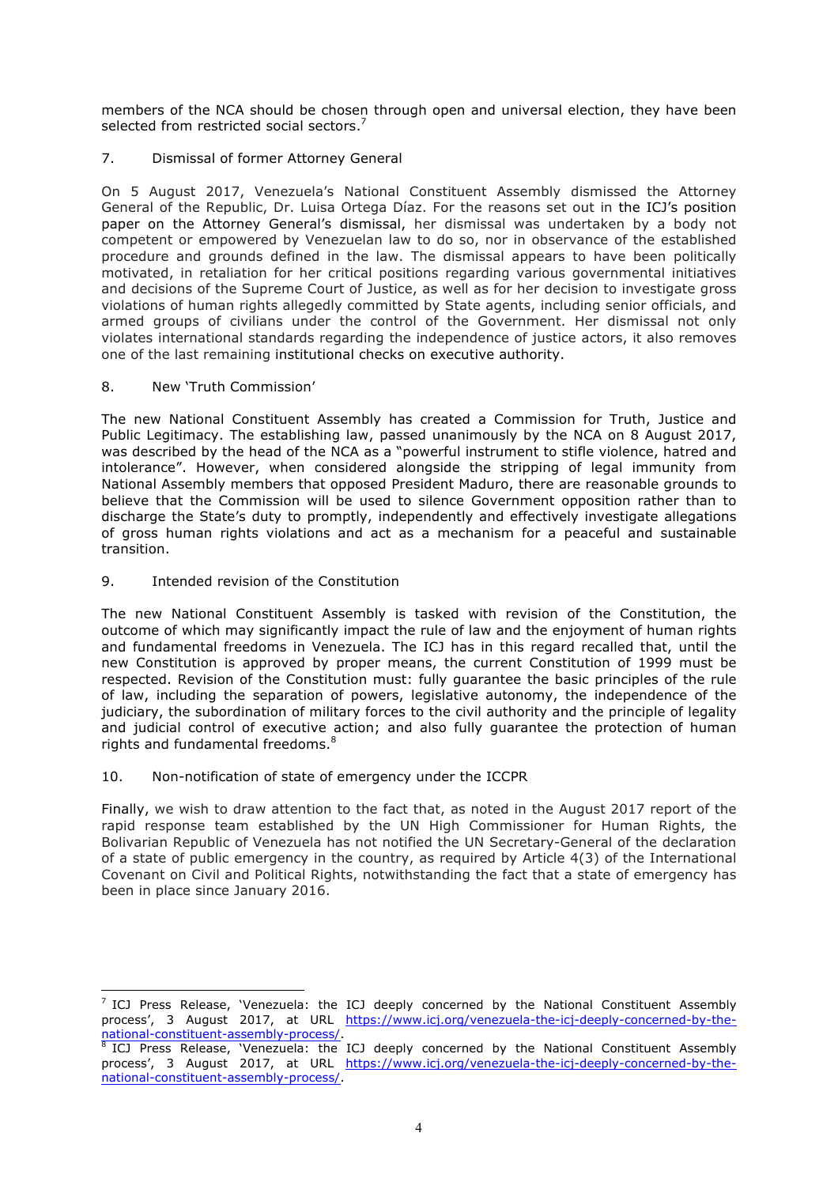members of the NCA should be chosen through open and universal election, they have been selected from restricted social sectors.[7]

## 7. Dismissal of former Attorney General

On 5 August 2017, Venezuela's National Constituent Assembly dismissed the Attorney General of the Republic, Dr. Luisa Ortega Díaz. For the reasons set out in the ICJ's position paper on the Attorney General's dismissal, her dismissal was undertaken by a body not competent or empowered by Venezuelan law to do so, nor in observance of the established procedure and grounds defined in the law. The dismissal appears to have been politically motivated, in retaliation for her critical positions regarding various governmental initiatives and decisions of the Supreme Court of Justice, as well as for her decision to investigate gross violations of human rights allegedly committed by State agents, including senior officials, and armed groups of civilians under the control of the Government. Her dismissal not only violates international standards regarding the independence of justice actors, it also removes one of the last remaining institutional checks on executive authority.

## 8. New 'Truth Commission'

The new National Constituent Assembly has created a Commission for Truth, Justice and Public Legitimacy. The establishing law, passed unanimously by the NCA on 8 August 2017, was described by the head of the NCA as a "powerful instrument to stifle violence, hatred and intolerance". However, when considered alongside the stripping of legal immunity from National Assembly members that opposed President Maduro, there are reasonable grounds to believe that the Commission will be used to silence Government opposition rather than to discharge the State's duty to promptly, independently and effectively investigate allegations of gross human rights violations and act as a mechanism for a peaceful and sustainable transition.

## 9. Intended revision of the Constitution

The new National Constituent Assembly is tasked with revision of the Constitution, the outcome of which may significantly impact the rule of law and the enjoyment of human rights and fundamental freedoms in Venezuela. The ICJ has in this regard recalled that, until the new Constitution is approved by proper means, the current Constitution of 1999 must be respected. Revision of the Constitution must: fully guarantee the basic principles of the rule of law, including the separation of powers, legislative autonomy, the independence of the judiciary, the subordination of military forces to the civil authority and the principle of legality and judicial control of executive action; and also fully guarantee the protection of human rights and fundamental freedoms.[8]

## 10. Non-notification of state of emergency under the ICCPR

Finally, we wish to draw attention to the fact that, as noted in the August 2017 report of the rapid response team established by the UN High Commissioner for Human Rights, the Bolivarian Republic of Venezuela has not notified the UN Secretary-General of the declaration of a state of public emergency in the country, as required by Article 4(3) of the International Covenant on Civil and Political Rights, notwithstanding the fact that a state of emergency has been in place since January 2016.

---

[7] ICJ Press Release, 'Venezuela: the ICJ deeply concerned by the National Constituent Assembly process', 3 August 2017, at URL https://www.icj.org/venezuela-the-icj-deeply-concerned-by-the-national-constituent-assembly-process/.

[8] ICJ Press Release, 'Venezuela: the ICJ deeply concerned by the National Constituent Assembly process', 3 August 2017, at URL https://www.icj.org/venezuela-the-icj-deeply-concerned-by-the-national-constituent-assembly-process/.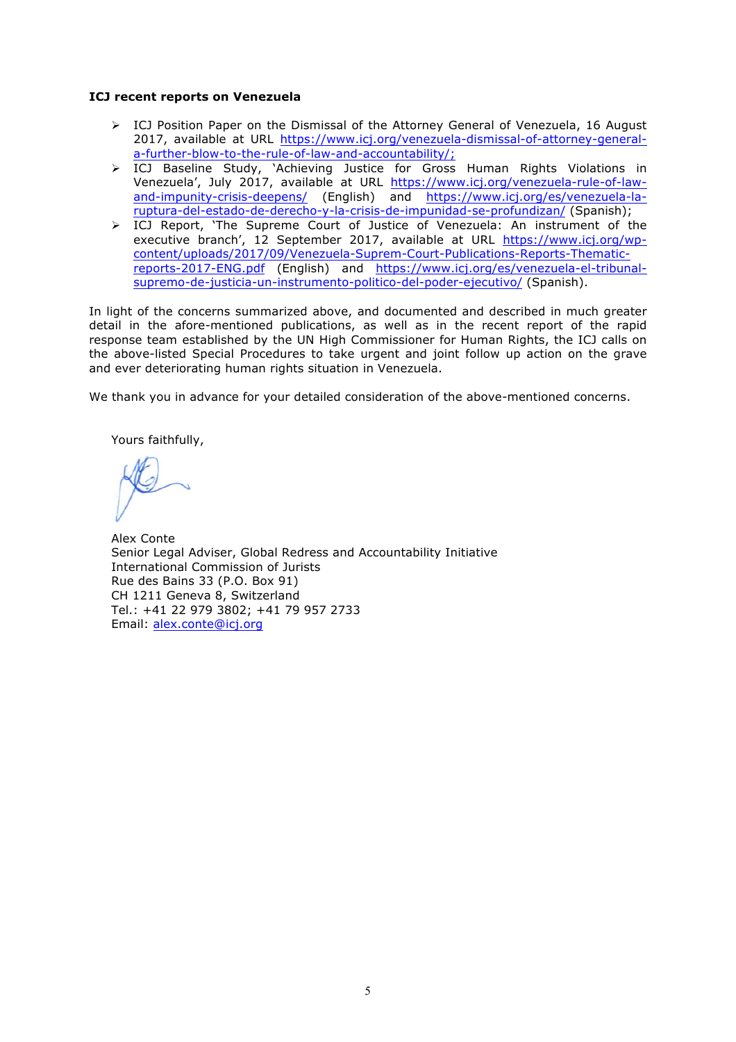**ICJ recent reports on Venezuela**

- ICJ Position Paper on the Dismissal of the Attorney General of Venezuela, 16 August 2017, available at URL https://www.icj.org/venezuela-dismissal-of-attorney-general-a-further-blow-to-the-rule-of-law-and-accountability/;
- ICJ Baseline Study, 'Achieving Justice for Gross Human Rights Violations in Venezuela', July 2017, available at URL https://www.icj.org/venezuela-rule-of-law-and-impunity-crisis-deepens/ (English) and https://www.icj.org/es/venezuela-la-ruptura-del-estado-de-derecho-y-la-crisis-de-impunidad-se-profundizan/ (Spanish);
- ICJ Report, 'The Supreme Court of Justice of Venezuela: An instrument of the executive branch', 12 September 2017, available at URL https://www.icj.org/wp-content/uploads/2017/09/Venezuela-Suprem-Court-Publications-Reports-Thematic-reports-2017-ENG.pdf (English) and https://www.icj.org/es/venezuela-el-tribunal-supremo-de-justicia-un-instrumento-politico-del-poder-ejecutivo/ (Spanish).

In light of the concerns summarized above, and documented and described in much greater detail in the afore-mentioned publications, as well as in the recent report of the rapid response team established by the UN High Commissioner for Human Rights, the ICJ calls on the above-listed Special Procedures to take urgent and joint follow up action on the grave and ever deteriorating human rights situation in Venezuela.

We thank you in advance for your detailed consideration of the above-mentioned concerns.

Yours faithfully,

Alex Conte
Senior Legal Adviser, Global Redress and Accountability Initiative
International Commission of Jurists
Rue des Bains 33 (P.O. Box 91)
CH 1211 Geneva 8, Switzerland
Tel.: +41 22 979 3802; +41 79 957 2733
Email: alex.conte@icj.org